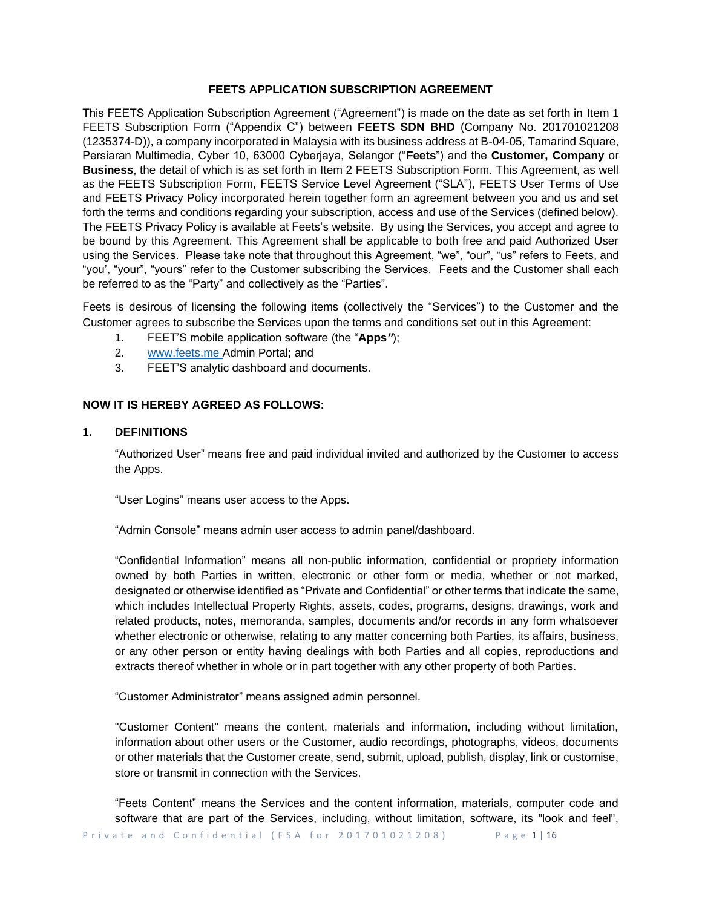**FEETS APPLICATION SUBSCRIPTION AGREEMENT**

This FEETS Application Subscription Agreement ("Agreement") is made on the date as set forth in Item 1 FEETS Subscription Form ("Appendix C") between **FEETS SDN BHD** (Company No. 201701021208 (1235374-D)), a company incorporated in Malaysia with its business address at B-04-05, Tamarind Square, Persiaran Multimedia, Cyber 10, 63000 Cyberjaya, Selangor ("**Feets**") and the **Customer, Company** or **Business**, the detail of which is as set forth in Item 2 FEETS Subscription Form. This Agreement, as well as the FEETS Subscription Form, FEETS Service Level Agreement ("SLA"), FEETS User Terms of Use and FEETS Privacy Policy incorporated herein together form an agreement between you and us and set forth the terms and conditions regarding your subscription, access and use of the Services (defined below). The FEETS Privacy Policy is available at Feets's website. By using the Services, you accept and agree to be bound by this Agreement. This Agreement shall be applicable to both free and paid Authorized User using the Services. Please take note that throughout this Agreement, "we", "our", "us" refers to Feets, and "you', "your", "yours" refer to the Customer subscribing the Services. Feets and the Customer shall each be referred to as the "Party" and collectively as the "Parties".

Feets is desirous of licensing the following items (collectively the "Services") to the Customer and the Customer agrees to subscribe the Services upon the terms and conditions set out in this Agreement:

1. FEET'S mobile application software (the "**Apps**");
2. www.feets.me Admin Portal; and
3. FEET'S analytic dashboard and documents.

**NOW IT IS HEREBY AGREED AS FOLLOWS:**

## 1. DEFINITIONS

"Authorized User" means free and paid individual invited and authorized by the Customer to access the Apps.

"User Logins" means user access to the Apps.

"Admin Console" means admin user access to admin panel/dashboard.

"Confidential Information" means all non-public information, confidential or propriety information owned by both Parties in written, electronic or other form or media, whether or not marked, designated or otherwise identified as "Private and Confidential" or other terms that indicate the same, which includes Intellectual Property Rights, assets, codes, programs, designs, drawings, work and related products, notes, memoranda, samples, documents and/or records in any form whatsoever whether electronic or otherwise, relating to any matter concerning both Parties, its affairs, business, or any other person or entity having dealings with both Parties and all copies, reproductions and extracts thereof whether in whole or in part together with any other property of both Parties.

"Customer Administrator" means assigned admin personnel.

"Customer Content" means the content, materials and information, including without limitation, information about other users or the Customer, audio recordings, photographs, videos, documents or other materials that the Customer create, send, submit, upload, publish, display, link or customise, store or transmit in connection with the Services.

"Feets Content" means the Services and the content information, materials, computer code and software that are part of the Services, including, without limitation, software, its "look and feel",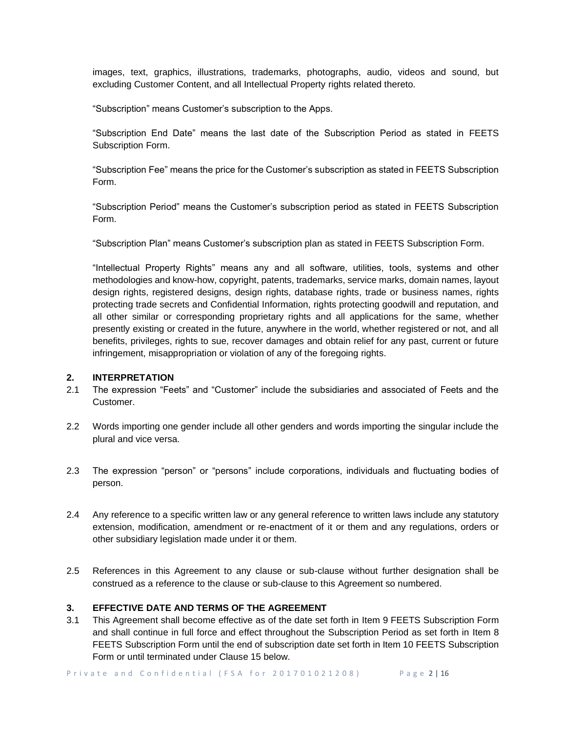images, text, graphics, illustrations, trademarks, photographs, audio, videos and sound, but excluding Customer Content, and all Intellectual Property rights related thereto.

"Subscription" means Customer's subscription to the Apps.

"Subscription End Date" means the last date of the Subscription Period as stated in FEETS Subscription Form.

"Subscription Fee" means the price for the Customer's subscription as stated in FEETS Subscription Form.

"Subscription Period" means the Customer's subscription period as stated in FEETS Subscription Form.

"Subscription Plan" means Customer's subscription plan as stated in FEETS Subscription Form.

"Intellectual Property Rights" means any and all software, utilities, tools, systems and other methodologies and know-how, copyright, patents, trademarks, service marks, domain names, layout design rights, registered designs, design rights, database rights, trade or business names, rights protecting trade secrets and Confidential Information, rights protecting goodwill and reputation, and all other similar or corresponding proprietary rights and all applications for the same, whether presently existing or created in the future, anywhere in the world, whether registered or not, and all benefits, privileges, rights to sue, recover damages and obtain relief for any past, current or future infringement, misappropriation or violation of any of the foregoing rights.

## 2. INTERPRETATION

2.1 The expression "Feets" and "Customer" include the subsidiaries and associated of Feets and the Customer.

2.2 Words importing one gender include all other genders and words importing the singular include the plural and vice versa.

2.3 The expression "person" or "persons" include corporations, individuals and fluctuating bodies of person.

2.4 Any reference to a specific written law or any general reference to written laws include any statutory extension, modification, amendment or re-enactment of it or them and any regulations, orders or other subsidiary legislation made under it or them.

2.5 References in this Agreement to any clause or sub-clause without further designation shall be construed as a reference to the clause or sub-clause to this Agreement so numbered.

## 3. EFFECTIVE DATE AND TERMS OF THE AGREEMENT

3.1 This Agreement shall become effective as of the date set forth in Item 9 FEETS Subscription Form and shall continue in full force and effect throughout the Subscription Period as set forth in Item 8 FEETS Subscription Form until the end of subscription date set forth in Item 10 FEETS Subscription Form or until terminated under Clause 15 below.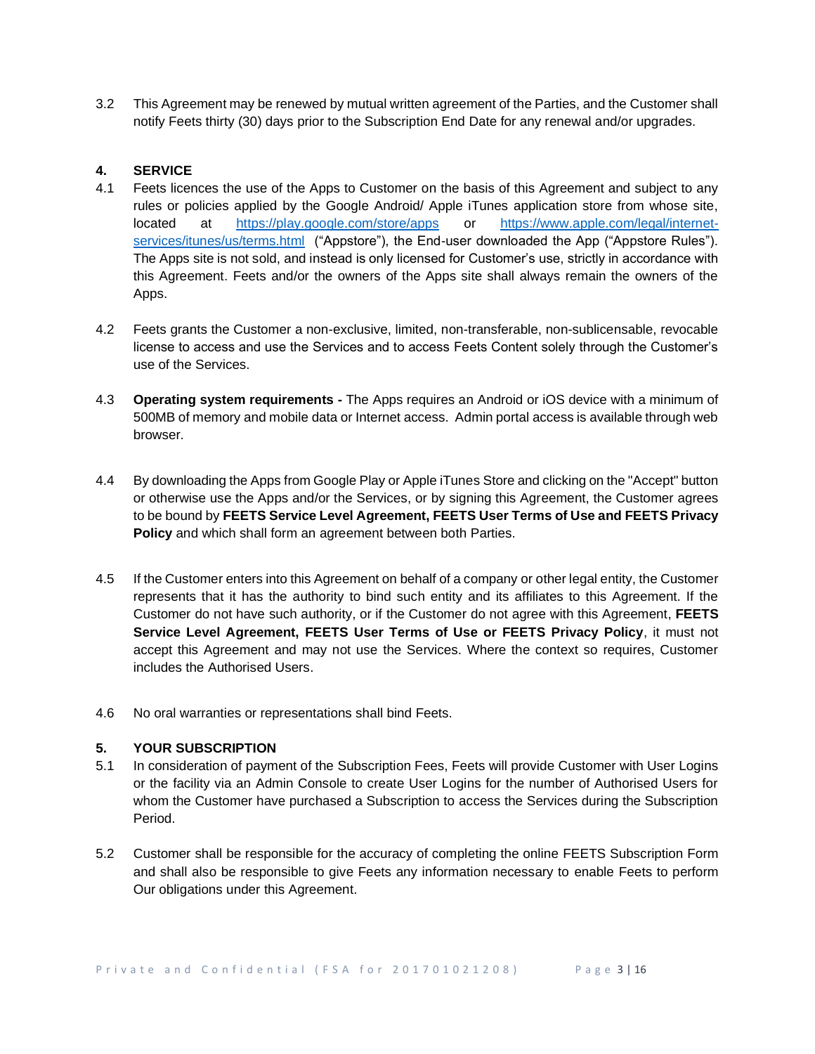3.2 This Agreement may be renewed by mutual written agreement of the Parties, and the Customer shall notify Feets thirty (30) days prior to the Subscription End Date for any renewal and/or upgrades.

## 4. SERVICE

4.1 Feets licences the use of the Apps to Customer on the basis of this Agreement and subject to any rules or policies applied by the Google Android/ Apple iTunes application store from whose site, located at [https://play.google.com/store/apps](https://play.google.com/store/apps) or [https://www.apple.com/legal/internet-services/itunes/us/terms.html](https://www.apple.com/legal/internet-services/itunes/us/terms.html) ("Appstore"), the End-user downloaded the App ("Appstore Rules"). The Apps site is not sold, and instead is only licensed for Customer's use, strictly in accordance with this Agreement. Feets and/or the owners of the Apps site shall always remain the owners of the Apps.

4.2 Feets grants the Customer a non-exclusive, limited, non-transferable, non-sublicensable, revocable license to access and use the Services and to access Feets Content solely through the Customer's use of the Services.

4.3 **Operating system requirements -** The Apps requires an Android or iOS device with a minimum of 500MB of memory and mobile data or Internet access. Admin portal access is available through web browser.

4.4 By downloading the Apps from Google Play or Apple iTunes Store and clicking on the "Accept" button or otherwise use the Apps and/or the Services, or by signing this Agreement, the Customer agrees to be bound by **FEETS Service Level Agreement, FEETS User Terms of Use and FEETS Privacy Policy** and which shall form an agreement between both Parties.

4.5 If the Customer enters into this Agreement on behalf of a company or other legal entity, the Customer represents that it has the authority to bind such entity and its affiliates to this Agreement. If the Customer do not have such authority, or if the Customer do not agree with this Agreement, **FEETS Service Level Agreement, FEETS User Terms of Use or FEETS Privacy Policy**, it must not accept this Agreement and may not use the Services. Where the context so requires, Customer includes the Authorised Users.

4.6 No oral warranties or representations shall bind Feets.

## 5. YOUR SUBSCRIPTION

5.1 In consideration of payment of the Subscription Fees, Feets will provide Customer with User Logins or the facility via an Admin Console to create User Logins for the number of Authorised Users for whom the Customer have purchased a Subscription to access the Services during the Subscription Period.

5.2 Customer shall be responsible for the accuracy of completing the online FEETS Subscription Form and shall also be responsible to give Feets any information necessary to enable Feets to perform Our obligations under this Agreement.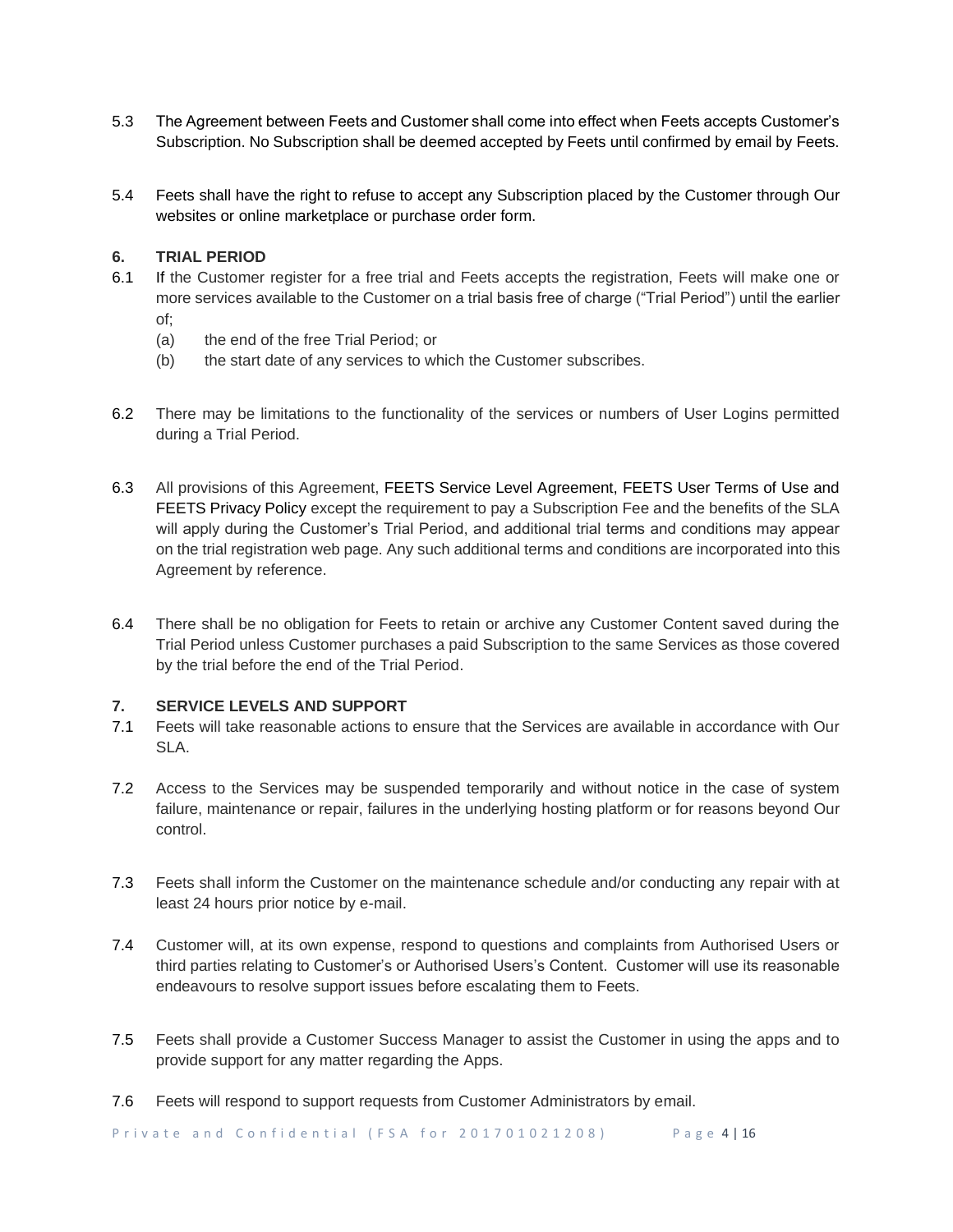5.3 The Agreement between Feets and Customer shall come into effect when Feets accepts Customer's Subscription. No Subscription shall be deemed accepted by Feets until confirmed by email by Feets.

5.4 Feets shall have the right to refuse to accept any Subscription placed by the Customer through Our websites or online marketplace or purchase order form.

### 6. TRIAL PERIOD

6.1 If the Customer register for a free trial and Feets accepts the registration, Feets will make one or more services available to the Customer on a trial basis free of charge ("Trial Period") until the earlier of;

(a) the end of the free Trial Period; or

(b) the start date of any services to which the Customer subscribes.

6.2 There may be limitations to the functionality of the services or numbers of User Logins permitted during a Trial Period.

6.3 All provisions of this Agreement, FEETS Service Level Agreement, FEETS User Terms of Use and FEETS Privacy Policy except the requirement to pay a Subscription Fee and the benefits of the SLA will apply during the Customer's Trial Period, and additional trial terms and conditions may appear on the trial registration web page. Any such additional terms and conditions are incorporated into this Agreement by reference.

6.4 There shall be no obligation for Feets to retain or archive any Customer Content saved during the Trial Period unless Customer purchases a paid Subscription to the same Services as those covered by the trial before the end of the Trial Period.

### 7. SERVICE LEVELS AND SUPPORT

7.1 Feets will take reasonable actions to ensure that the Services are available in accordance with Our SLA.

7.2 Access to the Services may be suspended temporarily and without notice in the case of system failure, maintenance or repair, failures in the underlying hosting platform or for reasons beyond Our control.

7.3 Feets shall inform the Customer on the maintenance schedule and/or conducting any repair with at least 24 hours prior notice by e-mail.

7.4 Customer will, at its own expense, respond to questions and complaints from Authorised Users or third parties relating to Customer's or Authorised Users's Content. Customer will use its reasonable endeavours to resolve support issues before escalating them to Feets.

7.5 Feets shall provide a Customer Success Manager to assist the Customer in using the apps and to provide support for any matter regarding the Apps.

7.6 Feets will respond to support requests from Customer Administrators by email.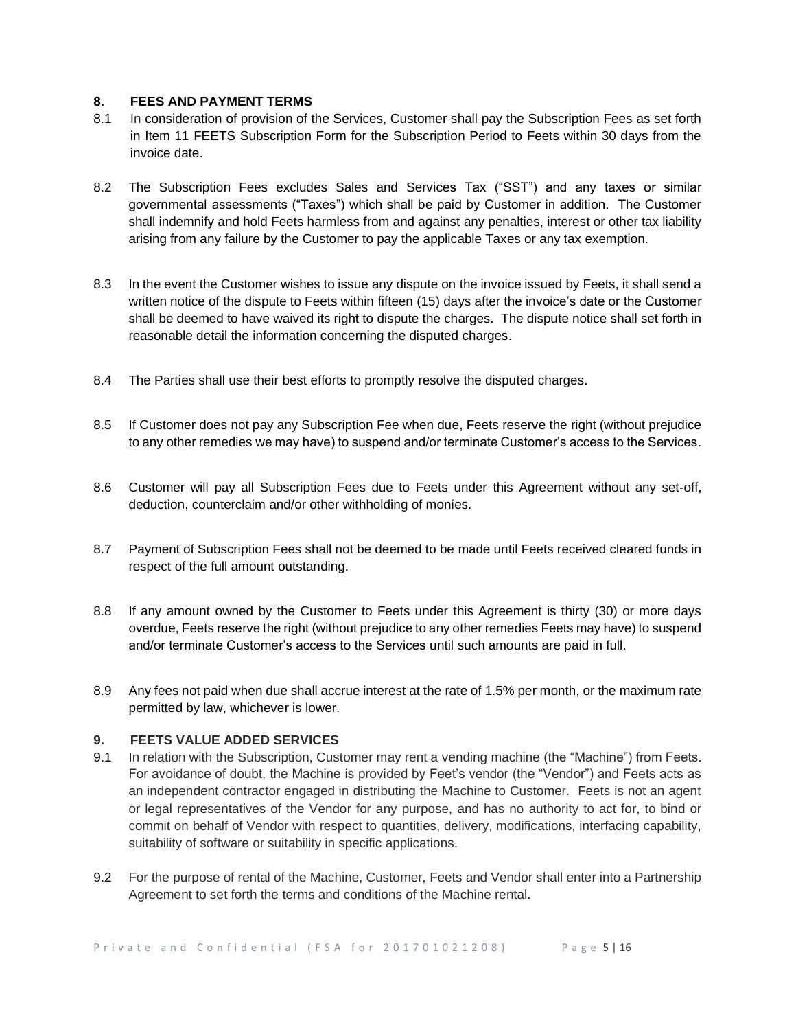## 8. FEES AND PAYMENT TERMS

8.1 In consideration of provision of the Services, Customer shall pay the Subscription Fees as set forth in Item 11 FEETS Subscription Form for the Subscription Period to Feets within 30 days from the invoice date.

8.2 The Subscription Fees excludes Sales and Services Tax ("SST") and any taxes or similar governmental assessments ("Taxes") which shall be paid by Customer in addition. The Customer shall indemnify and hold Feets harmless from and against any penalties, interest or other tax liability arising from any failure by the Customer to pay the applicable Taxes or any tax exemption.

8.3 In the event the Customer wishes to issue any dispute on the invoice issued by Feets, it shall send a written notice of the dispute to Feets within fifteen (15) days after the invoice's date or the Customer shall be deemed to have waived its right to dispute the charges. The dispute notice shall set forth in reasonable detail the information concerning the disputed charges.

8.4 The Parties shall use their best efforts to promptly resolve the disputed charges.

8.5 If Customer does not pay any Subscription Fee when due, Feets reserve the right (without prejudice to any other remedies we may have) to suspend and/or terminate Customer's access to the Services.

8.6 Customer will pay all Subscription Fees due to Feets under this Agreement without any set-off, deduction, counterclaim and/or other withholding of monies.

8.7 Payment of Subscription Fees shall not be deemed to be made until Feets received cleared funds in respect of the full amount outstanding.

8.8 If any amount owned by the Customer to Feets under this Agreement is thirty (30) or more days overdue, Feets reserve the right (without prejudice to any other remedies Feets may have) to suspend and/or terminate Customer's access to the Services until such amounts are paid in full.

8.9 Any fees not paid when due shall accrue interest at the rate of 1.5% per month, or the maximum rate permitted by law, whichever is lower.

## 9. FEETS VALUE ADDED SERVICES

9.1 In relation with the Subscription, Customer may rent a vending machine (the "Machine") from Feets. For avoidance of doubt, the Machine is provided by Feet's vendor (the "Vendor") and Feets acts as an independent contractor engaged in distributing the Machine to Customer. Feets is not an agent or legal representatives of the Vendor for any purpose, and has no authority to act for, to bind or commit on behalf of Vendor with respect to quantities, delivery, modifications, interfacing capability, suitability of software or suitability in specific applications.

9.2 For the purpose of rental of the Machine, Customer, Feets and Vendor shall enter into a Partnership Agreement to set forth the terms and conditions of the Machine rental.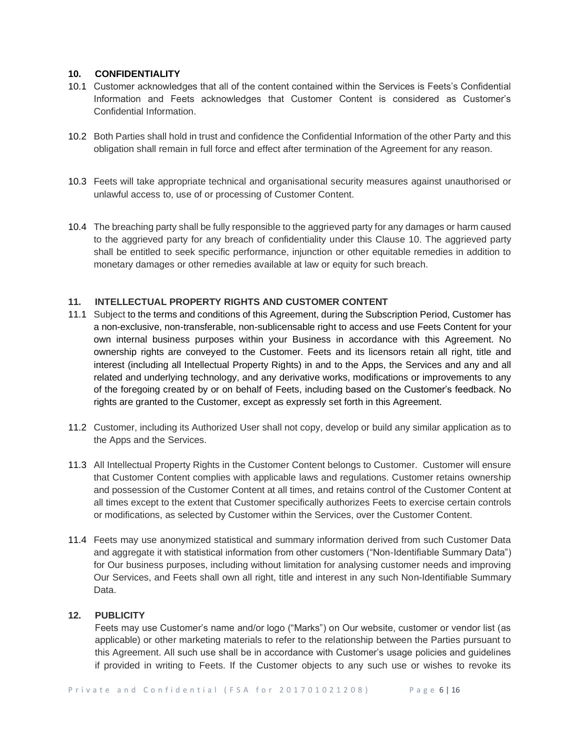## 10. CONFIDENTIALITY

10.1 Customer acknowledges that all of the content contained within the Services is Feets's Confidential Information and Feets acknowledges that Customer Content is considered as Customer's Confidential Information.

10.2 Both Parties shall hold in trust and confidence the Confidential Information of the other Party and this obligation shall remain in full force and effect after termination of the Agreement for any reason.

10.3 Feets will take appropriate technical and organisational security measures against unauthorised or unlawful access to, use of or processing of Customer Content.

10.4 The breaching party shall be fully responsible to the aggrieved party for any damages or harm caused to the aggrieved party for any breach of confidentiality under this Clause 10. The aggrieved party shall be entitled to seek specific performance, injunction or other equitable remedies in addition to monetary damages or other remedies available at law or equity for such breach.

## 11. INTELLECTUAL PROPERTY RIGHTS AND CUSTOMER CONTENT

11.1 Subject to the terms and conditions of this Agreement, during the Subscription Period, Customer has a non-exclusive, non-transferable, non-sublicensable right to access and use Feets Content for your own internal business purposes within your Business in accordance with this Agreement. No ownership rights are conveyed to the Customer. Feets and its licensors retain all right, title and interest (including all Intellectual Property Rights) in and to the Apps, the Services and any and all related and underlying technology, and any derivative works, modifications or improvements to any of the foregoing created by or on behalf of Feets, including based on the Customer's feedback. No rights are granted to the Customer, except as expressly set forth in this Agreement.

11.2 Customer, including its Authorized User shall not copy, develop or build any similar application as to the Apps and the Services.

11.3 All Intellectual Property Rights in the Customer Content belongs to Customer. Customer will ensure that Customer Content complies with applicable laws and regulations. Customer retains ownership and possession of the Customer Content at all times, and retains control of the Customer Content at all times except to the extent that Customer specifically authorizes Feets to exercise certain controls or modifications, as selected by Customer within the Services, over the Customer Content.

11.4 Feets may use anonymized statistical and summary information derived from such Customer Data and aggregate it with statistical information from other customers ("Non-Identifiable Summary Data") for Our business purposes, including without limitation for analysing customer needs and improving Our Services, and Feets shall own all right, title and interest in any such Non-Identifiable Summary Data.

## 12. PUBLICITY

Feets may use Customer's name and/or logo ("Marks") on Our website, customer or vendor list (as applicable) or other marketing materials to refer to the relationship between the Parties pursuant to this Agreement. All such use shall be in accordance with Customer's usage policies and guidelines if provided in writing to Feets. If the Customer objects to any such use or wishes to revoke its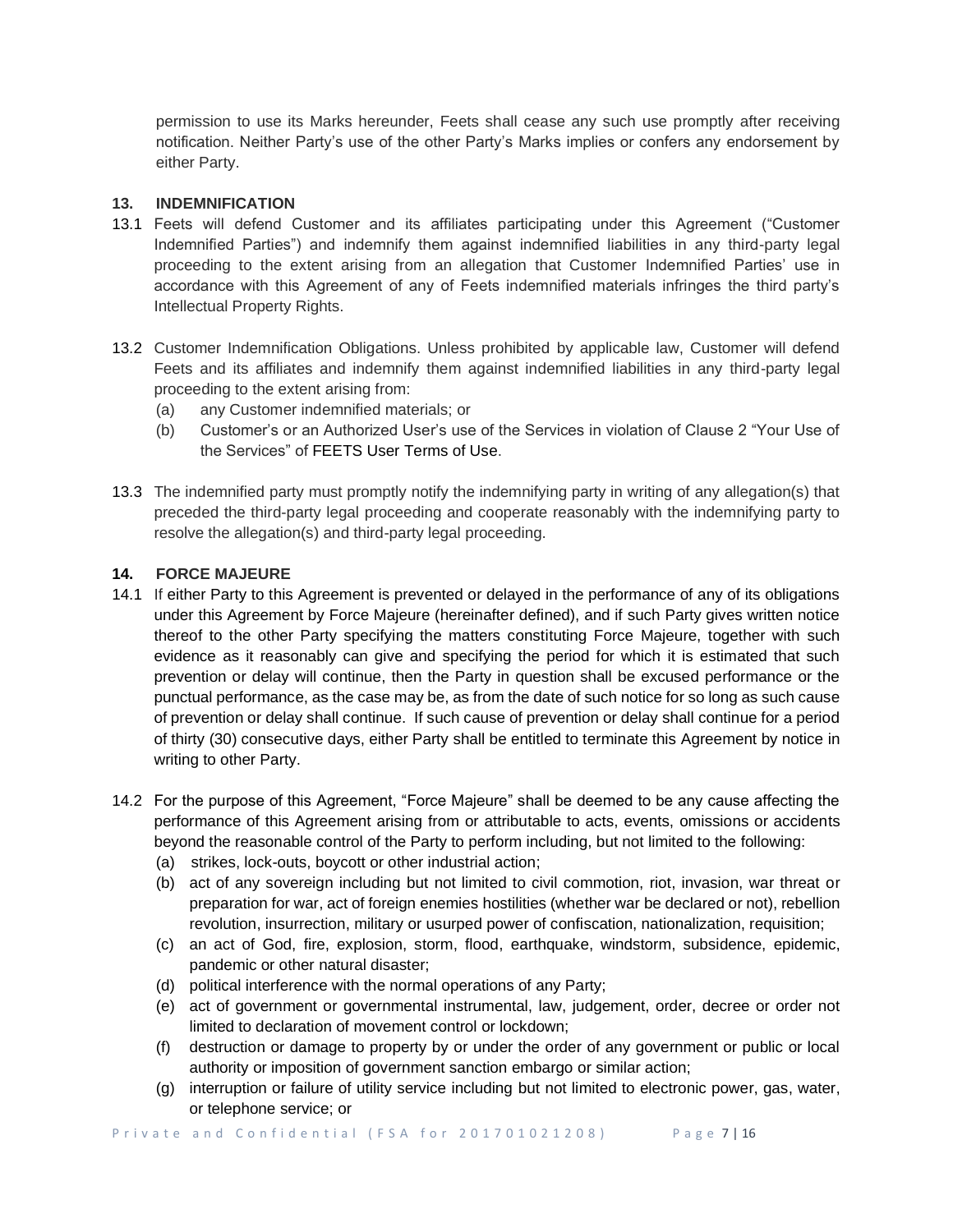permission to use its Marks hereunder, Feets shall cease any such use promptly after receiving notification. Neither Party's use of the other Party's Marks implies or confers any endorsement by either Party.

## 13. INDEMNIFICATION

13.1 Feets will defend Customer and its affiliates participating under this Agreement ("Customer Indemnified Parties") and indemnify them against indemnified liabilities in any third-party legal proceeding to the extent arising from an allegation that Customer Indemnified Parties' use in accordance with this Agreement of any of Feets indemnified materials infringes the third party's Intellectual Property Rights.

13.2 Customer Indemnification Obligations. Unless prohibited by applicable law, Customer will defend Feets and its affiliates and indemnify them against indemnified liabilities in any third-party legal proceeding to the extent arising from:

(a) any Customer indemnified materials; or

(b) Customer's or an Authorized User's use of the Services in violation of Clause 2 "Your Use of the Services" of FEETS User Terms of Use.

13.3 The indemnified party must promptly notify the indemnifying party in writing of any allegation(s) that preceded the third-party legal proceeding and cooperate reasonably with the indemnifying party to resolve the allegation(s) and third-party legal proceeding.

## 14. FORCE MAJEURE

14.1 If either Party to this Agreement is prevented or delayed in the performance of any of its obligations under this Agreement by Force Majeure (hereinafter defined), and if such Party gives written notice thereof to the other Party specifying the matters constituting Force Majeure, together with such evidence as it reasonably can give and specifying the period for which it is estimated that such prevention or delay will continue, then the Party in question shall be excused performance or the punctual performance, as the case may be, as from the date of such notice for so long as such cause of prevention or delay shall continue. If such cause of prevention or delay shall continue for a period of thirty (30) consecutive days, either Party shall be entitled to terminate this Agreement by notice in writing to other Party.

14.2 For the purpose of this Agreement, "Force Majeure" shall be deemed to be any cause affecting the performance of this Agreement arising from or attributable to acts, events, omissions or accidents beyond the reasonable control of the Party to perform including, but not limited to the following:

(a) strikes, lock-outs, boycott or other industrial action;

(b) act of any sovereign including but not limited to civil commotion, riot, invasion, war threat or preparation for war, act of foreign enemies hostilities (whether war be declared or not), rebellion revolution, insurrection, military or usurped power of confiscation, nationalization, requisition;

(c) an act of God, fire, explosion, storm, flood, earthquake, windstorm, subsidence, epidemic, pandemic or other natural disaster;

(d) political interference with the normal operations of any Party;

(e) act of government or governmental instrumental, law, judgement, order, decree or order not limited to declaration of movement control or lockdown;

(f) destruction or damage to property by or under the order of any government or public or local authority or imposition of government sanction embargo or similar action;

(g) interruption or failure of utility service including but not limited to electronic power, gas, water, or telephone service; or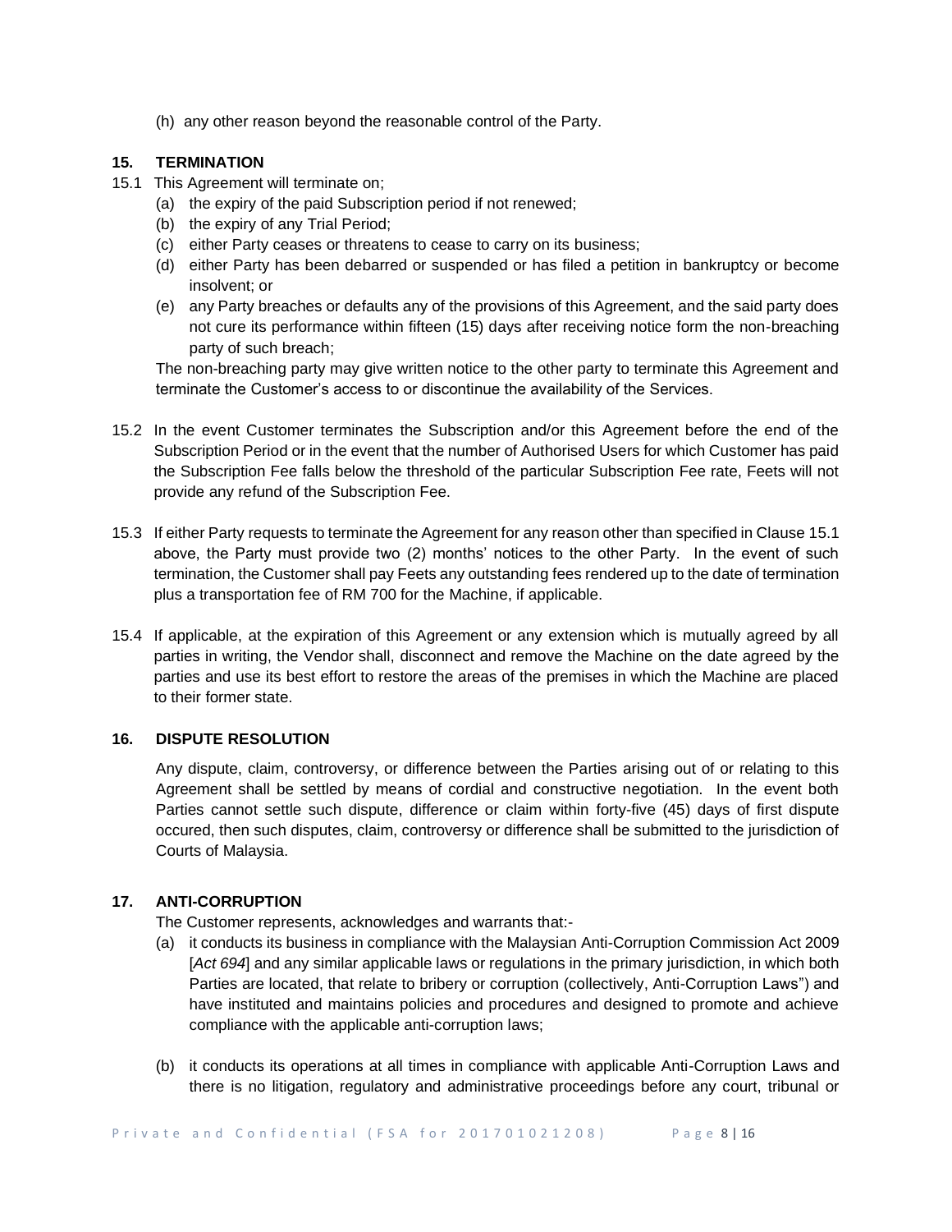(h) any other reason beyond the reasonable control of the Party.

### 15. TERMINATION

15.1 This Agreement will terminate on;

(a) the expiry of the paid Subscription period if not renewed;

(b) the expiry of any Trial Period;

(c) either Party ceases or threatens to cease to carry on its business;

(d) either Party has been debarred or suspended or has filed a petition in bankruptcy or become insolvent; or

(e) any Party breaches or defaults any of the provisions of this Agreement, and the said party does not cure its performance within fifteen (15) days after receiving notice form the non-breaching party of such breach;

The non-breaching party may give written notice to the other party to terminate this Agreement and terminate the Customer's access to or discontinue the availability of the Services.

15.2 In the event Customer terminates the Subscription and/or this Agreement before the end of the Subscription Period or in the event that the number of Authorised Users for which Customer has paid the Subscription Fee falls below the threshold of the particular Subscription Fee rate, Feets will not provide any refund of the Subscription Fee.

15.3 If either Party requests to terminate the Agreement for any reason other than specified in Clause 15.1 above, the Party must provide two (2) months' notices to the other Party. In the event of such termination, the Customer shall pay Feets any outstanding fees rendered up to the date of termination plus a transportation fee of RM 700 for the Machine, if applicable.

15.4 If applicable, at the expiration of this Agreement or any extension which is mutually agreed by all parties in writing, the Vendor shall, disconnect and remove the Machine on the date agreed by the parties and use its best effort to restore the areas of the premises in which the Machine are placed to their former state.

### 16. DISPUTE RESOLUTION

Any dispute, claim, controversy, or difference between the Parties arising out of or relating to this Agreement shall be settled by means of cordial and constructive negotiation. In the event both Parties cannot settle such dispute, difference or claim within forty-five (45) days of first dispute occured, then such disputes, claim, controversy or difference shall be submitted to the jurisdiction of Courts of Malaysia.

### 17. ANTI-CORRUPTION

The Customer represents, acknowledges and warrants that:-

(a) it conducts its business in compliance with the Malaysian Anti-Corruption Commission Act 2009 [*Act 694*] and any similar applicable laws or regulations in the primary jurisdiction, in which both Parties are located, that relate to bribery or corruption (collectively, Anti-Corruption Laws") and have instituted and maintains policies and procedures and designed to promote and achieve compliance with the applicable anti-corruption laws;

(b) it conducts its operations at all times in compliance with applicable Anti-Corruption Laws and there is no litigation, regulatory and administrative proceedings before any court, tribunal or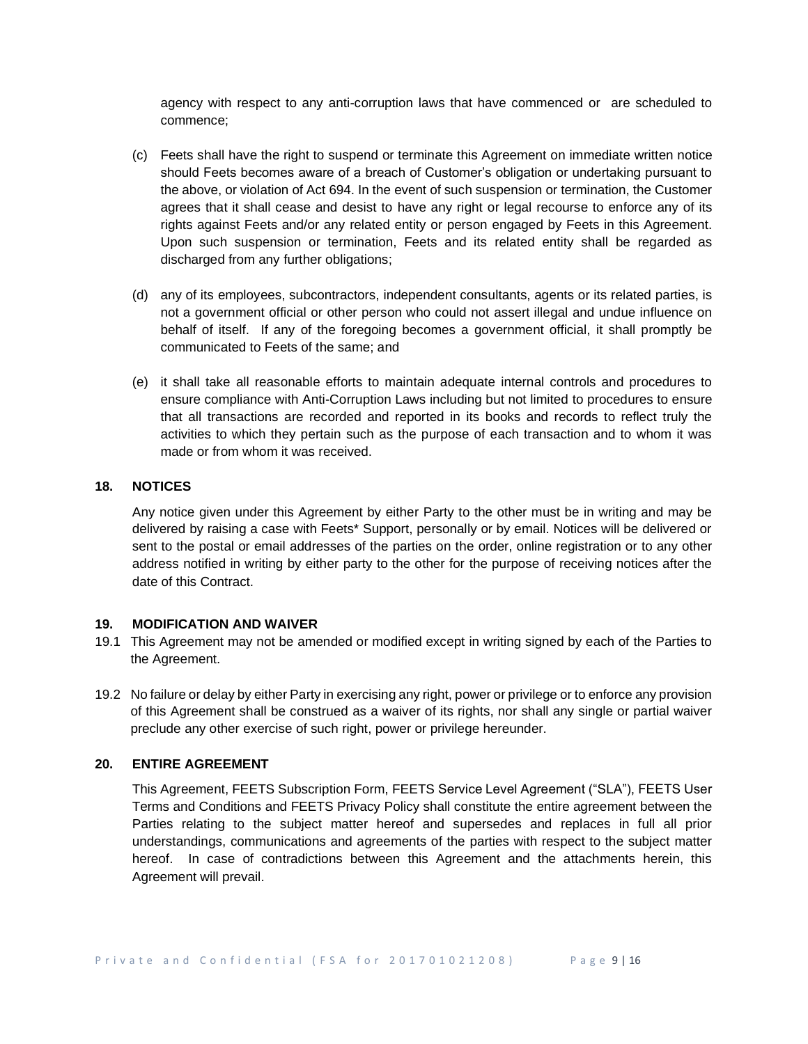agency with respect to any anti-corruption laws that have commenced or are scheduled to commence;

(c) Feets shall have the right to suspend or terminate this Agreement on immediate written notice should Feets becomes aware of a breach of Customer's obligation or undertaking pursuant to the above, or violation of Act 694. In the event of such suspension or termination, the Customer agrees that it shall cease and desist to have any right or legal recourse to enforce any of its rights against Feets and/or any related entity or person engaged by Feets in this Agreement. Upon such suspension or termination, Feets and its related entity shall be regarded as discharged from any further obligations;

(d) any of its employees, subcontractors, independent consultants, agents or its related parties, is not a government official or other person who could not assert illegal and undue influence on behalf of itself. If any of the foregoing becomes a government official, it shall promptly be communicated to Feets of the same; and

(e) it shall take all reasonable efforts to maintain adequate internal controls and procedures to ensure compliance with Anti-Corruption Laws including but not limited to procedures to ensure that all transactions are recorded and reported in its books and records to reflect truly the activities to which they pertain such as the purpose of each transaction and to whom it was made or from whom it was received.

## 18. NOTICES

Any notice given under this Agreement by either Party to the other must be in writing and may be delivered by raising a case with Feets* Support, personally or by email. Notices will be delivered or sent to the postal or email addresses of the parties on the order, online registration or to any other address notified in writing by either party to the other for the purpose of receiving notices after the date of this Contract.

## 19. MODIFICATION AND WAIVER

19.1 This Agreement may not be amended or modified except in writing signed by each of the Parties to the Agreement.

19.2 No failure or delay by either Party in exercising any right, power or privilege or to enforce any provision of this Agreement shall be construed as a waiver of its rights, nor shall any single or partial waiver preclude any other exercise of such right, power or privilege hereunder.

## 20. ENTIRE AGREEMENT

This Agreement, FEETS Subscription Form, FEETS Service Level Agreement ("SLA"), FEETS User Terms and Conditions and FEETS Privacy Policy shall constitute the entire agreement between the Parties relating to the subject matter hereof and supersedes and replaces in full all prior understandings, communications and agreements of the parties with respect to the subject matter hereof. In case of contradictions between this Agreement and the attachments herein, this Agreement will prevail.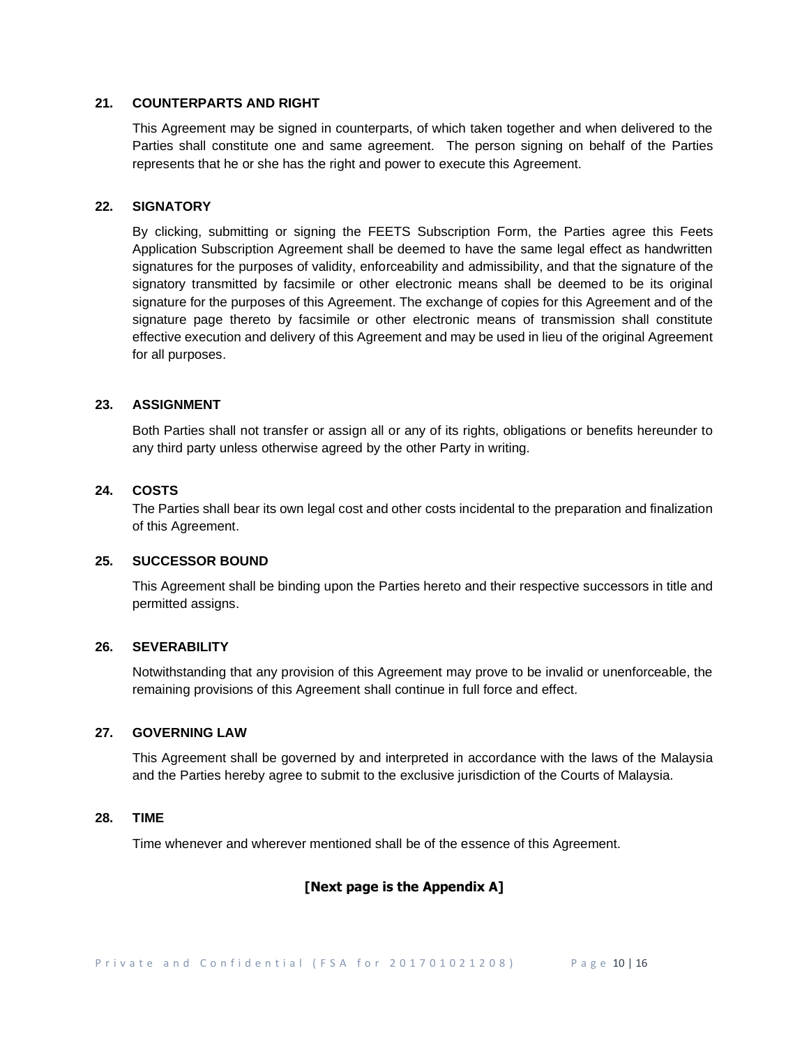## 21. COUNTERPARTS AND RIGHT

This Agreement may be signed in counterparts, of which taken together and when delivered to the Parties shall constitute one and same agreement. The person signing on behalf of the Parties represents that he or she has the right and power to execute this Agreement.

## 22. SIGNATORY

By clicking, submitting or signing the FEETS Subscription Form, the Parties agree this Feets Application Subscription Agreement shall be deemed to have the same legal effect as handwritten signatures for the purposes of validity, enforceability and admissibility, and that the signature of the signatory transmitted by facsimile or other electronic means shall be deemed to be its original signature for the purposes of this Agreement. The exchange of copies for this Agreement and of the signature page thereto by facsimile or other electronic means of transmission shall constitute effective execution and delivery of this Agreement and may be used in lieu of the original Agreement for all purposes.

## 23. ASSIGNMENT

Both Parties shall not transfer or assign all or any of its rights, obligations or benefits hereunder to any third party unless otherwise agreed by the other Party in writing.

## 24. COSTS

The Parties shall bear its own legal cost and other costs incidental to the preparation and finalization of this Agreement.

## 25. SUCCESSOR BOUND

This Agreement shall be binding upon the Parties hereto and their respective successors in title and permitted assigns.

## 26. SEVERABILITY

Notwithstanding that any provision of this Agreement may prove to be invalid or unenforceable, the remaining provisions of this Agreement shall continue in full force and effect.

## 27. GOVERNING LAW

This Agreement shall be governed by and interpreted in accordance with the laws of the Malaysia and the Parties hereby agree to submit to the exclusive jurisdiction of the Courts of Malaysia.

## 28. TIME

Time whenever and wherever mentioned shall be of the essence of this Agreement.

**[Next page is the Appendix A]**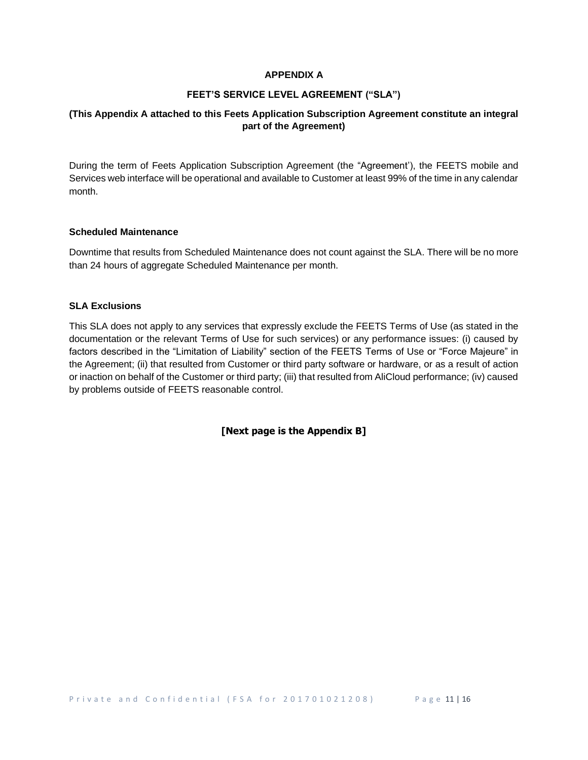**APPENDIX A**

**FEET'S SERVICE LEVEL AGREEMENT ("SLA")**

**(This Appendix A attached to this Feets Application Subscription Agreement constitute an integral part of the Agreement)**

During the term of Feets Application Subscription Agreement (the "Agreement'), the FEETS mobile and Services web interface will be operational and available to Customer at least 99% of the time in any calendar month.

**Scheduled Maintenance**

Downtime that results from Scheduled Maintenance does not count against the SLA. There will be no more than 24 hours of aggregate Scheduled Maintenance per month.

**SLA Exclusions**

This SLA does not apply to any services that expressly exclude the FEETS Terms of Use (as stated in the documentation or the relevant Terms of Use for such services) or any performance issues: (i) caused by factors described in the "Limitation of Liability" section of the FEETS Terms of Use or "Force Majeure" in the Agreement; (ii) that resulted from Customer or third party software or hardware, or as a result of action or inaction on behalf of the Customer or third party; (iii) that resulted from AliCloud performance; (iv) caused by problems outside of FEETS reasonable control.

**[Next page is the Appendix B]**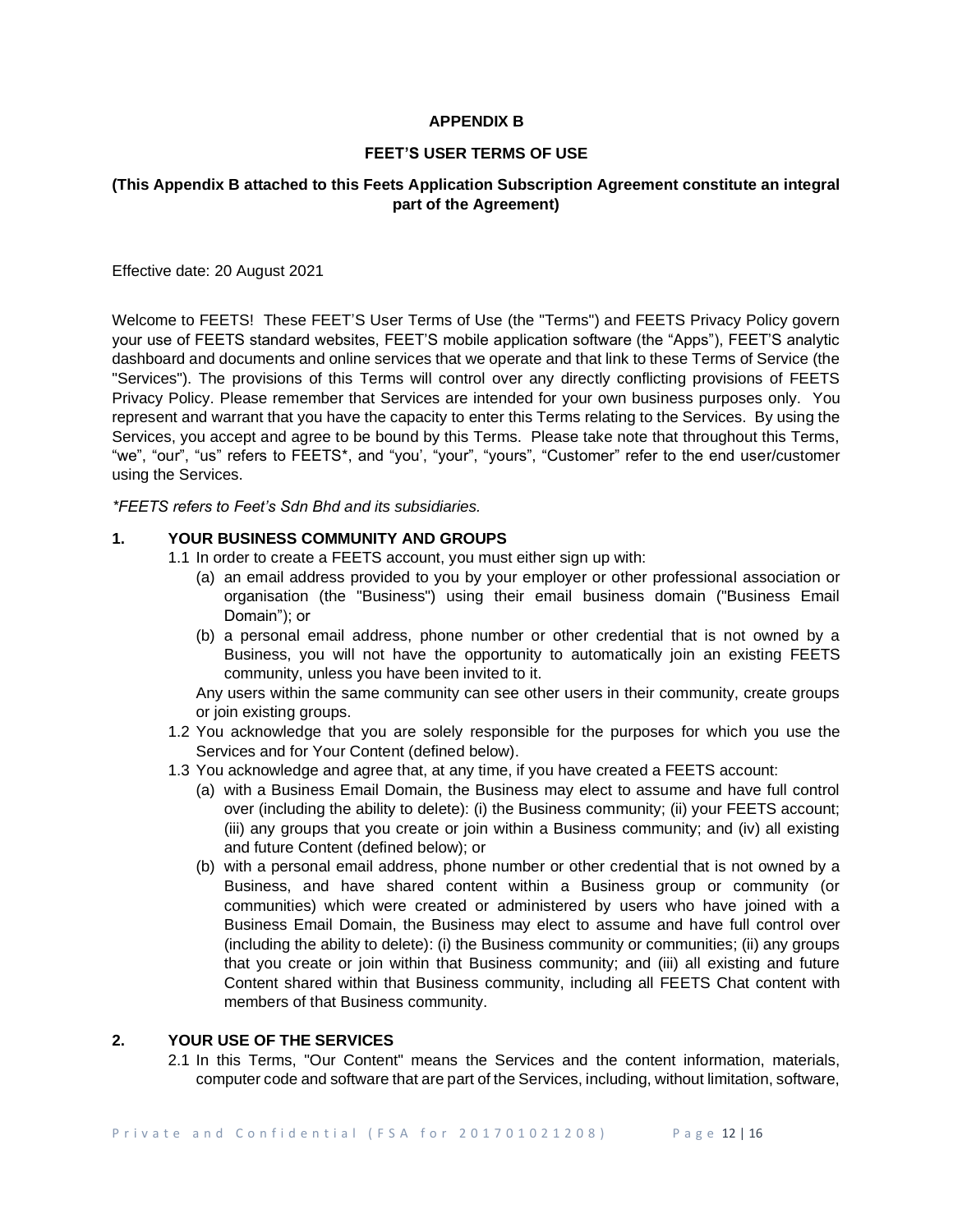**APPENDIX B**

**FEET'S USER TERMS OF USE**

**(This Appendix B attached to this Feets Application Subscription Agreement constitute an integral part of the Agreement)**

Effective date: 20 August 2021

Welcome to FEETS! These FEET'S User Terms of Use (the "Terms") and FEETS Privacy Policy govern your use of FEETS standard websites, FEET'S mobile application software (the "Apps"), FEET'S analytic dashboard and documents and online services that we operate and that link to these Terms of Service (the "Services"). The provisions of this Terms will control over any directly conflicting provisions of FEETS Privacy Policy. Please remember that Services are intended for your own business purposes only. You represent and warrant that you have the capacity to enter this Terms relating to the Services. By using the Services, you accept and agree to be bound by this Terms. Please take note that throughout this Terms, "we", "our", "us" refers to FEETS*, and "you', "your", "yours", "Customer" refer to the end user/customer using the Services.

*\*FEETS refers to Feet's Sdn Bhd and its subsidiaries.*

**1. YOUR BUSINESS COMMUNITY AND GROUPS**

1.1 In order to create a FEETS account, you must either sign up with:

(a) an email address provided to you by your employer or other professional association or organisation (the "Business") using their email business domain ("Business Email Domain"); or

(b) a personal email address, phone number or other credential that is not owned by a Business, you will not have the opportunity to automatically join an existing FEETS community, unless you have been invited to it.

Any users within the same community can see other users in their community, create groups or join existing groups.

1.2 You acknowledge that you are solely responsible for the purposes for which you use the Services and for Your Content (defined below).

1.3 You acknowledge and agree that, at any time, if you have created a FEETS account:

(a) with a Business Email Domain, the Business may elect to assume and have full control over (including the ability to delete): (i) the Business community; (ii) your FEETS account; (iii) any groups that you create or join within a Business community; and (iv) all existing and future Content (defined below); or

(b) with a personal email address, phone number or other credential that is not owned by a Business, and have shared content within a Business group or community (or communities) which were created or administered by users who have joined with a Business Email Domain, the Business may elect to assume and have full control over (including the ability to delete): (i) the Business community or communities; (ii) any groups that you create or join within that Business community; and (iii) all existing and future Content shared within that Business community, including all FEETS Chat content with members of that Business community.

**2. YOUR USE OF THE SERVICES**

2.1 In this Terms, "Our Content" means the Services and the content information, materials, computer code and software that are part of the Services, including, without limitation, software,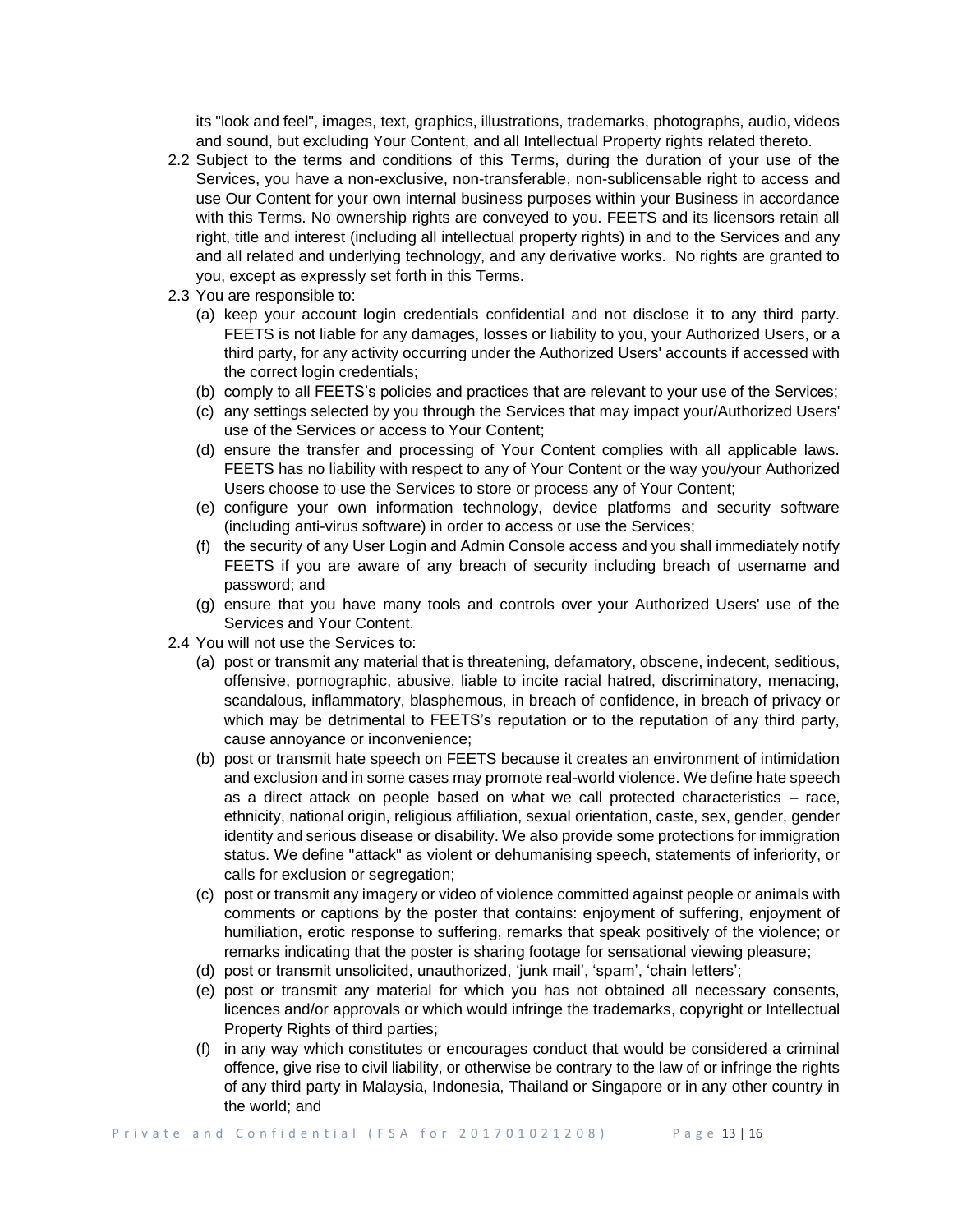its "look and feel", images, text, graphics, illustrations, trademarks, photographs, audio, videos and sound, but excluding Your Content, and all Intellectual Property rights related thereto.

2.2 Subject to the terms and conditions of this Terms, during the duration of your use of the Services, you have a non-exclusive, non-transferable, non-sublicensable right to access and use Our Content for your own internal business purposes within your Business in accordance with this Terms. No ownership rights are conveyed to you. FEETS and its licensors retain all right, title and interest (including all intellectual property rights) in and to the Services and any and all related and underlying technology, and any derivative works. No rights are granted to you, except as expressly set forth in this Terms.

2.3 You are responsible to:

(a) keep your account login credentials confidential and not disclose it to any third party. FEETS is not liable for any damages, losses or liability to you, your Authorized Users, or a third party, for any activity occurring under the Authorized Users' accounts if accessed with the correct login credentials;

(b) comply to all FEETS's policies and practices that are relevant to your use of the Services;

(c) any settings selected by you through the Services that may impact your/Authorized Users' use of the Services or access to Your Content;

(d) ensure the transfer and processing of Your Content complies with all applicable laws. FEETS has no liability with respect to any of Your Content or the way you/your Authorized Users choose to use the Services to store or process any of Your Content;

(e) configure your own information technology, device platforms and security software (including anti-virus software) in order to access or use the Services;

(f) the security of any User Login and Admin Console access and you shall immediately notify FEETS if you are aware of any breach of security including breach of username and password; and

(g) ensure that you have many tools and controls over your Authorized Users' use of the Services and Your Content.

2.4 You will not use the Services to:

(a) post or transmit any material that is threatening, defamatory, obscene, indecent, seditious, offensive, pornographic, abusive, liable to incite racial hatred, discriminatory, menacing, scandalous, inflammatory, blasphemous, in breach of confidence, in breach of privacy or which may be detrimental to FEETS's reputation or to the reputation of any third party, cause annoyance or inconvenience;

(b) post or transmit hate speech on FEETS because it creates an environment of intimidation and exclusion and in some cases may promote real-world violence. We define hate speech as a direct attack on people based on what we call protected characteristics – race, ethnicity, national origin, religious affiliation, sexual orientation, caste, sex, gender, gender identity and serious disease or disability. We also provide some protections for immigration status. We define "attack" as violent or dehumanising speech, statements of inferiority, or calls for exclusion or segregation;

(c) post or transmit any imagery or video of violence committed against people or animals with comments or captions by the poster that contains: enjoyment of suffering, enjoyment of humiliation, erotic response to suffering, remarks that speak positively of the violence; or remarks indicating that the poster is sharing footage for sensational viewing pleasure;

(d) post or transmit unsolicited, unauthorized, 'junk mail', 'spam', 'chain letters';

(e) post or transmit any material for which you has not obtained all necessary consents, licences and/or approvals or which would infringe the trademarks, copyright or Intellectual Property Rights of third parties;

(f) in any way which constitutes or encourages conduct that would be considered a criminal offence, give rise to civil liability, or otherwise be contrary to the law of or infringe the rights of any third party in Malaysia, Indonesia, Thailand or Singapore or in any other country in the world; and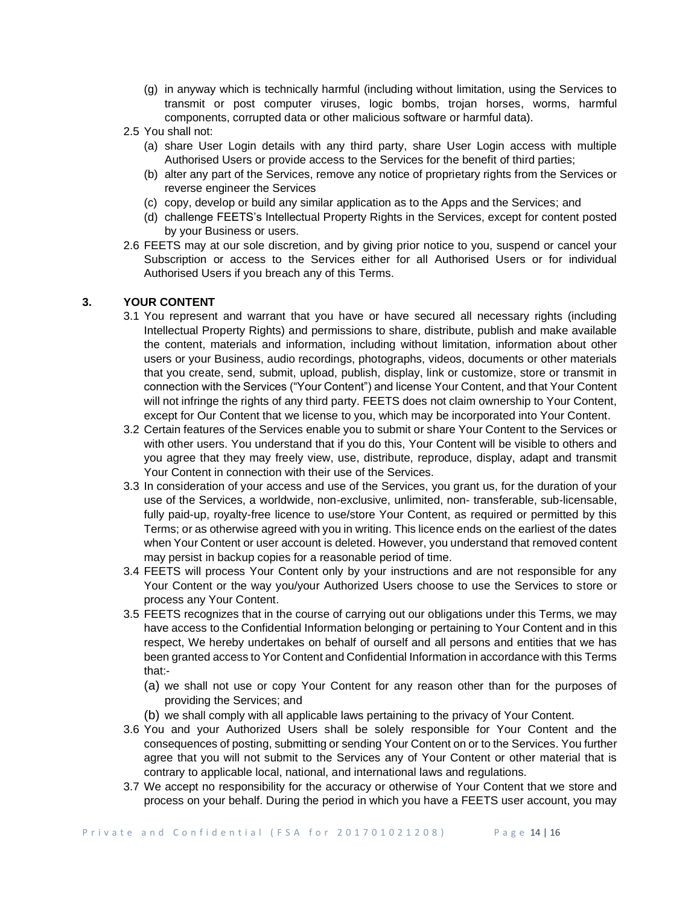(g) in anyway which is technically harmful (including without limitation, using the Services to transmit or post computer viruses, logic bombs, trojan horses, worms, harmful components, corrupted data or other malicious software or harmful data).

2.5 You shall not:

(a) share User Login details with any third party, share User Login access with multiple Authorised Users or provide access to the Services for the benefit of third parties;

(b) alter any part of the Services, remove any notice of proprietary rights from the Services or reverse engineer the Services

(c) copy, develop or build any similar application as to the Apps and the Services; and

(d) challenge FEETS's Intellectual Property Rights in the Services, except for content posted by your Business or users.

2.6 FEETS may at our sole discretion, and by giving prior notice to you, suspend or cancel your Subscription or access to the Services either for all Authorised Users or for individual Authorised Users if you breach any of this Terms.

## 3. YOUR CONTENT

3.1 You represent and warrant that you have or have secured all necessary rights (including Intellectual Property Rights) and permissions to share, distribute, publish and make available the content, materials and information, including without limitation, information about other users or your Business, audio recordings, photographs, videos, documents or other materials that you create, send, submit, upload, publish, display, link or customize, store or transmit in connection with the Services ("Your Content") and license Your Content, and that Your Content will not infringe the rights of any third party. FEETS does not claim ownership to Your Content, except for Our Content that we license to you, which may be incorporated into Your Content.

3.2 Certain features of the Services enable you to submit or share Your Content to the Services or with other users. You understand that if you do this, Your Content will be visible to others and you agree that they may freely view, use, distribute, reproduce, display, adapt and transmit Your Content in connection with their use of the Services.

3.3 In consideration of your access and use of the Services, you grant us, for the duration of your use of the Services, a worldwide, non-exclusive, unlimited, non- transferable, sub-licensable, fully paid-up, royalty-free licence to use/store Your Content, as required or permitted by this Terms; or as otherwise agreed with you in writing. This licence ends on the earliest of the dates when Your Content or user account is deleted. However, you understand that removed content may persist in backup copies for a reasonable period of time.

3.4 FEETS will process Your Content only by your instructions and are not responsible for any Your Content or the way you/your Authorized Users choose to use the Services to store or process any Your Content.

3.5 FEETS recognizes that in the course of carrying out our obligations under this Terms, we may have access to the Confidential Information belonging or pertaining to Your Content and in this respect, We hereby undertakes on behalf of ourself and all persons and entities that we has been granted access to Yor Content and Confidential Information in accordance with this Terms that:-

(a) we shall not use or copy Your Content for any reason other than for the purposes of providing the Services; and

(b) we shall comply with all applicable laws pertaining to the privacy of Your Content.

3.6 You and your Authorized Users shall be solely responsible for Your Content and the consequences of posting, submitting or sending Your Content on or to the Services. You further agree that you will not submit to the Services any of Your Content or other material that is contrary to applicable local, national, and international laws and regulations.

3.7 We accept no responsibility for the accuracy or otherwise of Your Content that we store and process on your behalf. During the period in which you have a FEETS user account, you may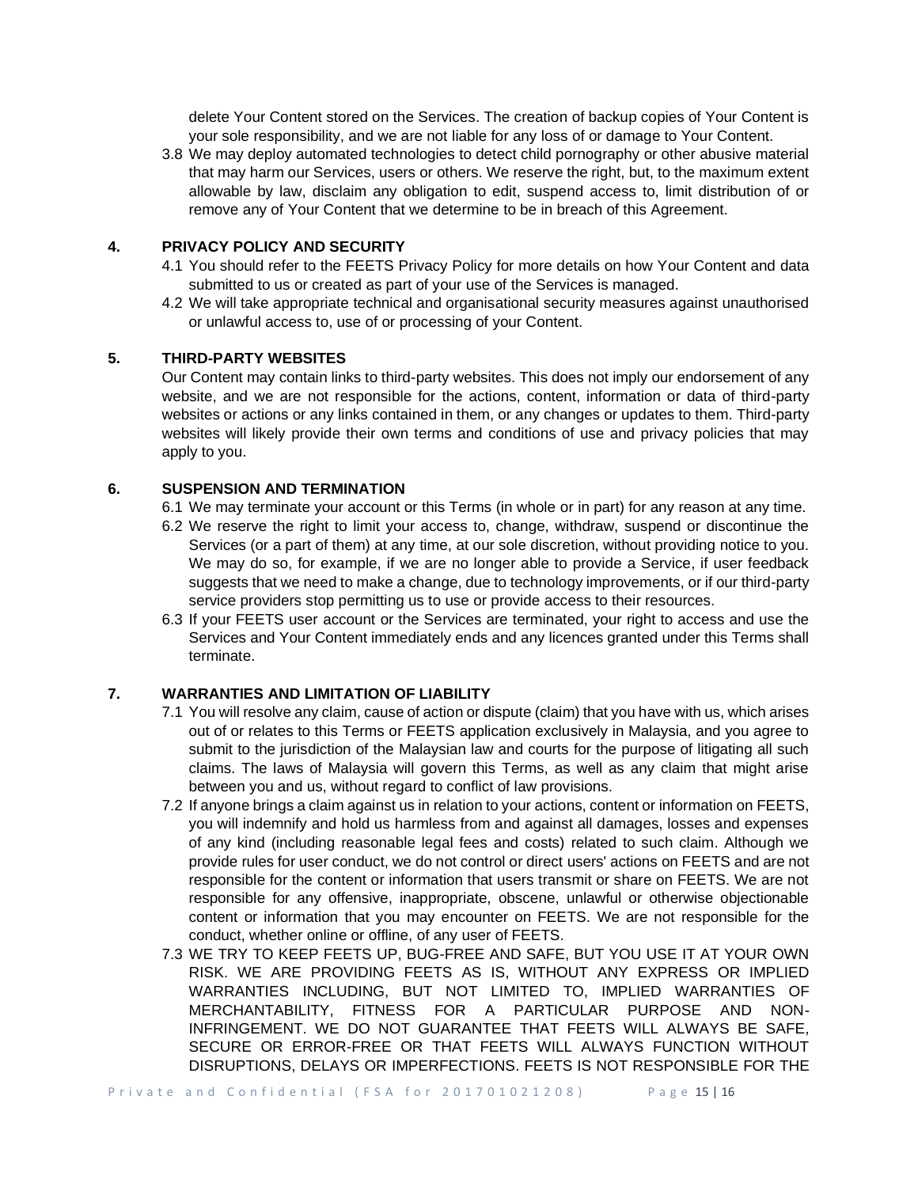delete Your Content stored on the Services. The creation of backup copies of Your Content is your sole responsibility, and we are not liable for any loss of or damage to Your Content.

3.8 We may deploy automated technologies to detect child pornography or other abusive material that may harm our Services, users or others. We reserve the right, but, to the maximum extent allowable by law, disclaim any obligation to edit, suspend access to, limit distribution of or remove any of Your Content that we determine to be in breach of this Agreement.

## 4. PRIVACY POLICY AND SECURITY

4.1 You should refer to the FEETS Privacy Policy for more details on how Your Content and data submitted to us or created as part of your use of the Services is managed.

4.2 We will take appropriate technical and organisational security measures against unauthorised or unlawful access to, use of or processing of your Content.

## 5. THIRD-PARTY WEBSITES

Our Content may contain links to third-party websites. This does not imply our endorsement of any website, and we are not responsible for the actions, content, information or data of third-party websites or actions or any links contained in them, or any changes or updates to them. Third-party websites will likely provide their own terms and conditions of use and privacy policies that may apply to you.

## 6. SUSPENSION AND TERMINATION

6.1 We may terminate your account or this Terms (in whole or in part) for any reason at any time.

6.2 We reserve the right to limit your access to, change, withdraw, suspend or discontinue the Services (or a part of them) at any time, at our sole discretion, without providing notice to you. We may do so, for example, if we are no longer able to provide a Service, if user feedback suggests that we need to make a change, due to technology improvements, or if our third-party service providers stop permitting us to use or provide access to their resources.

6.3 If your FEETS user account or the Services are terminated, your right to access and use the Services and Your Content immediately ends and any licences granted under this Terms shall terminate.

## 7. WARRANTIES AND LIMITATION OF LIABILITY

7.1 You will resolve any claim, cause of action or dispute (claim) that you have with us, which arises out of or relates to this Terms or FEETS application exclusively in Malaysia, and you agree to submit to the jurisdiction of the Malaysian law and courts for the purpose of litigating all such claims. The laws of Malaysia will govern this Terms, as well as any claim that might arise between you and us, without regard to conflict of law provisions.

7.2 If anyone brings a claim against us in relation to your actions, content or information on FEETS, you will indemnify and hold us harmless from and against all damages, losses and expenses of any kind (including reasonable legal fees and costs) related to such claim. Although we provide rules for user conduct, we do not control or direct users' actions on FEETS and are not responsible for the content or information that users transmit or share on FEETS. We are not responsible for any offensive, inappropriate, obscene, unlawful or otherwise objectionable content or information that you may encounter on FEETS. We are not responsible for the conduct, whether online or offline, of any user of FEETS.

7.3 WE TRY TO KEEP FEETS UP, BUG-FREE AND SAFE, BUT YOU USE IT AT YOUR OWN RISK. WE ARE PROVIDING FEETS AS IS, WITHOUT ANY EXPRESS OR IMPLIED WARRANTIES INCLUDING, BUT NOT LIMITED TO, IMPLIED WARRANTIES OF MERCHANTABILITY, FITNESS FOR A PARTICULAR PURPOSE AND NON-INFRINGEMENT. WE DO NOT GUARANTEE THAT FEETS WILL ALWAYS BE SAFE, SECURE OR ERROR-FREE OR THAT FEETS WILL ALWAYS FUNCTION WITHOUT DISRUPTIONS, DELAYS OR IMPERFECTIONS. FEETS IS NOT RESPONSIBLE FOR THE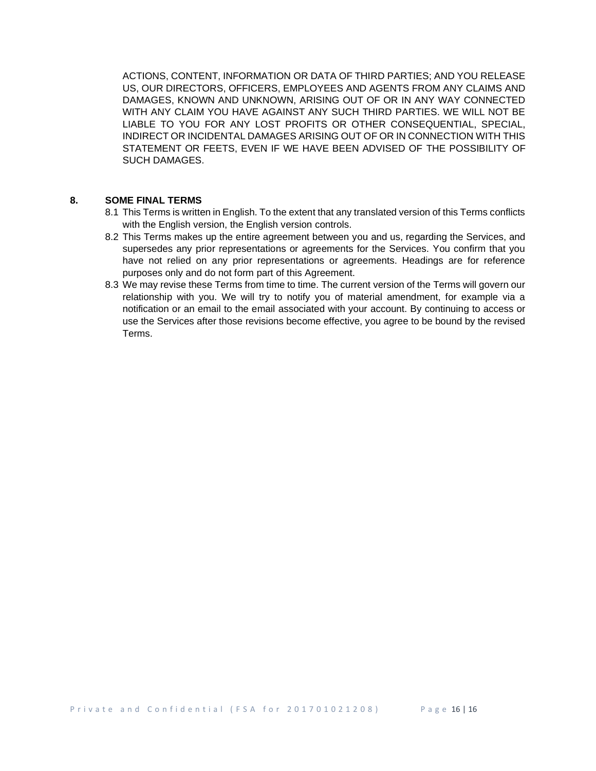ACTIONS, CONTENT, INFORMATION OR DATA OF THIRD PARTIES; AND YOU RELEASE US, OUR DIRECTORS, OFFICERS, EMPLOYEES AND AGENTS FROM ANY CLAIMS AND DAMAGES, KNOWN AND UNKNOWN, ARISING OUT OF OR IN ANY WAY CONNECTED WITH ANY CLAIM YOU HAVE AGAINST ANY SUCH THIRD PARTIES. WE WILL NOT BE LIABLE TO YOU FOR ANY LOST PROFITS OR OTHER CONSEQUENTIAL, SPECIAL, INDIRECT OR INCIDENTAL DAMAGES ARISING OUT OF OR IN CONNECTION WITH THIS STATEMENT OR FEETS, EVEN IF WE HAVE BEEN ADVISED OF THE POSSIBILITY OF SUCH DAMAGES.

## 8. SOME FINAL TERMS

8.1 This Terms is written in English. To the extent that any translated version of this Terms conflicts with the English version, the English version controls.

8.2 This Terms makes up the entire agreement between you and us, regarding the Services, and supersedes any prior representations or agreements for the Services. You confirm that you have not relied on any prior representations or agreements. Headings are for reference purposes only and do not form part of this Agreement.

8.3 We may revise these Terms from time to time. The current version of the Terms will govern our relationship with you. We will try to notify you of material amendment, for example via a notification or an email to the email associated with your account. By continuing to access or use the Services after those revisions become effective, you agree to be bound by the revised Terms.